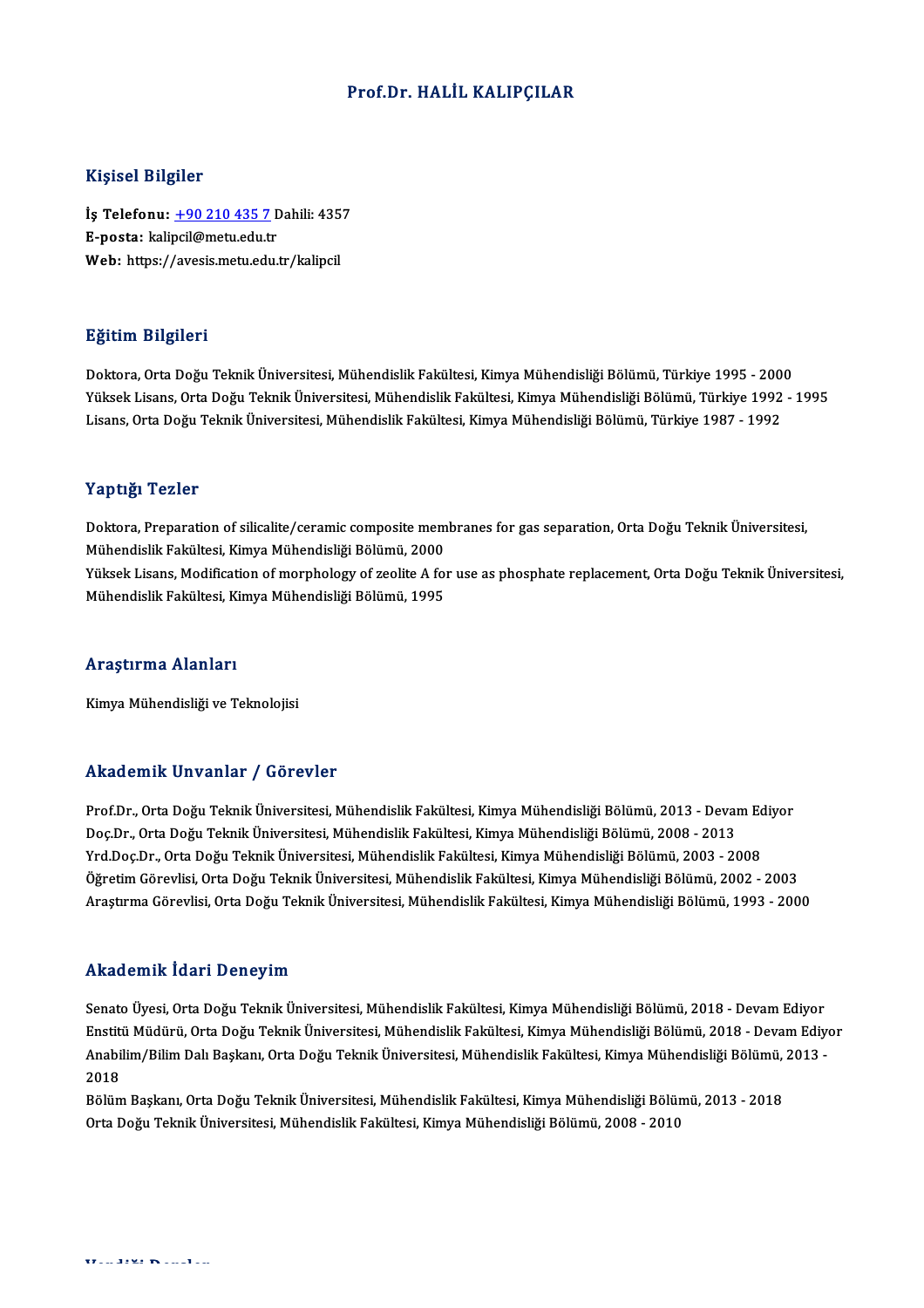# Prof.Dr. HALİL KALIPÇILAR

## Kişisel Bilgiler

**İş Telefonu:** +90 210 435 7 Dahili: 4357
**E-posta:** kalipcil@metu.edu.tr
**Web:** https://avesis.metu.edu.tr/kalipcil

## Eğitim Bilgileri

Doktora, Orta Doğu Teknik Üniversitesi, Mühendislik Fakültesi, Kimya Mühendisliği Bölümü, Türkiye 1995 - 2000
Yüksek Lisans, Orta Doğu Teknik Üniversitesi, Mühendislik Fakültesi, Kimya Mühendisliği Bölümü, Türkiye 1992 - 1995
Lisans, Orta Doğu Teknik Üniversitesi, Mühendislik Fakültesi, Kimya Mühendisliği Bölümü, Türkiye 1987 - 1992

## Yaptığı Tezler

Doktora, Preparation of silicalite/ceramic composite membranes for gas separation, Orta Doğu Teknik Üniversitesi, Mühendislik Fakültesi, Kimya Mühendisliği Bölümü, 2000
Yüksek Lisans, Modification of morphology of zeolite A for use as phosphate replacement, Orta Doğu Teknik Üniversitesi, Mühendislik Fakültesi, Kimya Mühendisliği Bölümü, 1995

## Araştırma Alanları

Kimya Mühendisliği ve Teknolojisi

## Akademik Unvanlar / Görevler

Prof.Dr., Orta Doğu Teknik Üniversitesi, Mühendislik Fakültesi, Kimya Mühendisliği Bölümü, 2013 - Devam Ediyor
Doç.Dr., Orta Doğu Teknik Üniversitesi, Mühendislik Fakültesi, Kimya Mühendisliği Bölümü, 2008 - 2013
Yrd.Doç.Dr., Orta Doğu Teknik Üniversitesi, Mühendislik Fakültesi, Kimya Mühendisliği Bölümü, 2003 - 2008
Öğretim Görevlisi, Orta Doğu Teknik Üniversitesi, Mühendislik Fakültesi, Kimya Mühendisliği Bölümü, 2002 - 2003
Araştırma Görevlisi, Orta Doğu Teknik Üniversitesi, Mühendislik Fakültesi, Kimya Mühendisliği Bölümü, 1993 - 2000

## Akademik İdari Deneyim

Senato Üyesi, Orta Doğu Teknik Üniversitesi, Mühendislik Fakültesi, Kimya Mühendisliği Bölümü, 2018 - Devam Ediyor
Enstitü Müdürü, Orta Doğu Teknik Üniversitesi, Mühendislik Fakültesi, Kimya Mühendisliği Bölümü, 2018 - Devam Ediyor
Anabilim/Bilim Dalı Başkanı, Orta Doğu Teknik Üniversitesi, Mühendislik Fakültesi, Kimya Mühendisliği Bölümü, 2013 - 2018
Bölüm Başkanı, Orta Doğu Teknik Üniversitesi, Mühendislik Fakültesi, Kimya Mühendisliği Bölümü, 2013 - 2018
Orta Doğu Teknik Üniversitesi, Mühendislik Fakültesi, Kimya Mühendisliği Bölümü, 2008 - 2010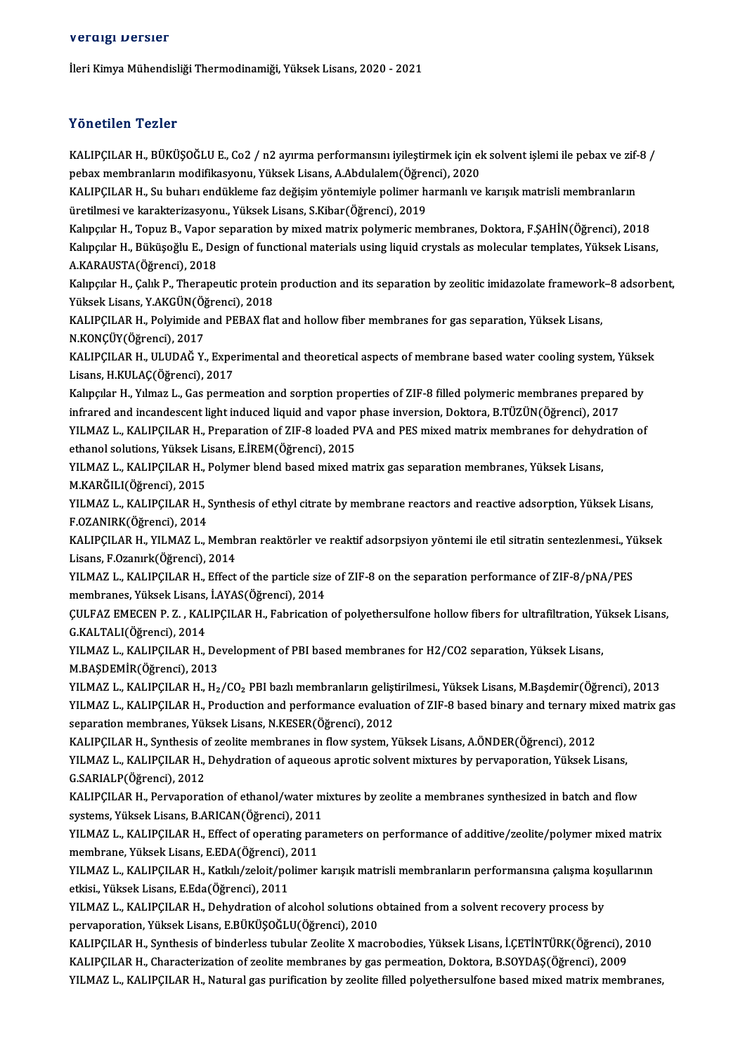## Verdiği Dersler

İleri Kimya Mühendisliği Thermodinamiği, Yüksek Lisans, 2020 - 2021

## Yönetilen Tezler

KALIPÇILAR H., BÜKÜŞOĞLU E., Co2 / n2 ayırma performansını iyileştirmek için ek solvent işlemi ile pebax ve zif-8 / pebax membranların modifikasyonu, Yüksek Lisans, A.Abdulalem(Öğrenci), 2020

KALIPÇILAR H., Su buharı endükleme faz değişim yöntemiyle polimer harmanlı ve karışık matrisli membranların üretilmesi ve karakterizasyonu., Yüksek Lisans, S.Kibar(Öğrenci), 2019

Kalıpçılar H., Topuz B., Vapor separation by mixed matrix polymeric membranes, Doktora, F.ŞAHİN(Öğrenci), 2018

Kalıpçılar H., Büküşoğlu E., Design of functional materials using liquid crystals as molecular templates, Yüksek Lisans, A.KARAUSTA(Öğrenci), 2018

Kalıpçılar H., Çalık P., Therapeutic protein production and its separation by zeolitic imidazolate framework–8 adsorbent, Yüksek Lisans, Y.AKGÜN(Öğrenci), 2018

KALIPÇILAR H., Polyimide and PEBAX flat and hollow fiber membranes for gas separation, Yüksek Lisans, N.KONÇÜY(Öğrenci), 2017

KALIPÇILAR H., ULUDAĞ Y., Experimental and theoretical aspects of membrane based water cooling system, Yüksek Lisans, H.KULAÇ(Öğrenci), 2017

Kalıpçılar H., Yılmaz L., Gas permeation and sorption properties of ZIF-8 filled polymeric membranes prepared by infrared and incandescent light induced liquid and vapor phase inversion, Doktora, B.TÜZÜN(Öğrenci), 2017

YILMAZ L., KALIPÇILAR H., Preparation of ZIF-8 loaded PVA and PES mixed matrix membranes for dehydration of ethanol solutions, Yüksek Lisans, E.İREM(Öğrenci), 2015

YILMAZ L., KALIPÇILAR H., Polymer blend based mixed matrix gas separation membranes, Yüksek Lisans, M.KARĞILI(Öğrenci), 2015

YILMAZ L., KALIPÇILAR H., Synthesis of ethyl citrate by membrane reactors and reactive adsorption, Yüksek Lisans, F.OZANIRK(Öğrenci), 2014

KALIPÇILAR H., YILMAZ L., Membran reaktörler ve reaktif adsorpsiyon yöntemi ile etil sitratin sentezlenmesi., Yüksek Lisans, F.Ozanırk(Öğrenci), 2014

YILMAZ L., KALIPÇILAR H., Effect of the particle size of ZIF-8 on the separation performance of ZIF-8/pNA/PES membranes, Yüksek Lisans, İ.AYAS(Öğrenci), 2014

ÇULFAZ EMECEN P. Z. , KALIPÇILAR H., Fabrication of polyethersulfone hollow fibers for ultrafiltration, Yüksek Lisans, G.KALTALI(Öğrenci), 2014

YILMAZ L., KALIPÇILAR H., Development of PBI based membranes for H2/CO2 separation, Yüksek Lisans, M.BAŞDEMİR(Öğrenci), 2013

YILMAZ L., KALIPÇILAR H., $H_2/CO_2$ PBI bazlı membranların geliştirilmesi., Yüksek Lisans, M.Başdemir(Öğrenci), 2013

YILMAZ L., KALIPÇILAR H., Production and performance evaluation of ZIF-8 based binary and ternary mixed matrix gas separation membranes, Yüksek Lisans, N.KESER(Öğrenci), 2012

KALIPÇILAR H., Synthesis of zeolite membranes in flow system, Yüksek Lisans, A.ÖNDER(Öğrenci), 2012

YILMAZ L., KALIPÇILAR H., Dehydration of aqueous aprotic solvent mixtures by pervaporation, Yüksek Lisans, G.SARIALP(Öğrenci), 2012

KALIPÇILAR H., Pervaporation of ethanol/water mixtures by zeolite a membranes synthesized in batch and flow systems, Yüksek Lisans, B.ARICAN(Öğrenci), 2011

YILMAZ L., KALIPÇILAR H., Effect of operating parameters on performance of additive/zeolite/polymer mixed matrix membrane, Yüksek Lisans, E.EDA(Öğrenci), 2011

YILMAZ L., KALIPÇILAR H., Katkılı/zeloit/polimer karışık matrisli membranların performansına çalışma koşullarının etkisi., Yüksek Lisans, E.Eda(Öğrenci), 2011

YILMAZ L., KALIPÇILAR H., Dehydration of alcohol solutions obtained from a solvent recovery process by pervaporation, Yüksek Lisans, E.BÜKÜŞOĞLU(Öğrenci), 2010

KALIPÇILAR H., Synthesis of binderless tubular Zeolite X macrobodies, Yüksek Lisans, İ.ÇETİNTÜRK(Öğrenci), 2010

KALIPÇILAR H., Characterization of zeolite membranes by gas permeation, Doktora, B.SOYDAŞ(Öğrenci), 2009

YILMAZ L., KALIPÇILAR H., Natural gas purification by zeolite filled polyethersulfone based mixed matrix membranes,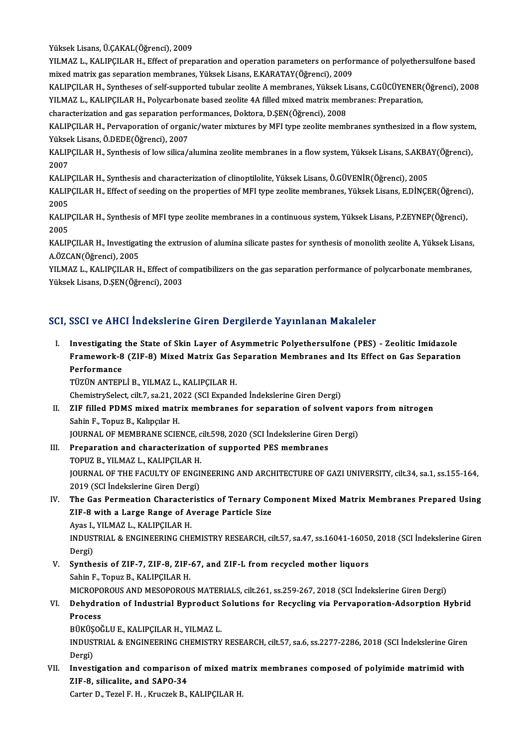Yüksek Lisans, Ü.ÇAKAL(Öğrenci), 2009

YILMAZ L., KALIPÇILAR H., Effect of preparation and operation parameters on performance of polyethersulfone based mixed matrix gas separation membranes, Yüksek Lisans, E.KARATAY(Öğrenci), 2009

KALIPÇILAR H., Syntheses of self-supported tubular zeolite A membranes, Yüksek Lisans, C.GÜCÜYENER(Öğrenci), 2008

YILMAZ L., KALIPÇILAR H., Polycarbonate based zeolite 4A filled mixed matrix membranes: Preparation, characterization and gas separation performances, Doktora, D.ŞEN(Öğrenci), 2008

KALIPÇILAR H., Pervaporation of organic/water mixtures by MFI type zeolite membranes synthesized in a flow system, Yüksek Lisans, Ö.DEDE(Öğrenci), 2007

KALIPÇILAR H., Synthesis of low silica/alumina zeolite membranes in a flow system, Yüksek Lisans, S.AKBAY(Öğrenci), 2007

KALIPÇILAR H., Synthesis and characterization of clinoptilolite, Yüksek Lisans, Ö.GÜVENİR(Öğrenci), 2005

KALIPÇILAR H., Effect of seeding on the properties of MFI type zeolite membranes, Yüksek Lisans, E.DİNÇER(Öğrenci), 2005

KALIPÇILAR H., Synthesis of MFI type zeolite membranes in a continuous system, Yüksek Lisans, P.ZEYNEP(Öğrenci), 2005

KALIPÇILAR H., Investigating the extrusion of alumina silicate pastes for synthesis of monolith zeolite A, Yüksek Lisans, A.ÖZCAN(Öğrenci), 2005

YILMAZ L., KALIPÇILAR H., Effect of compatibilizers on the gas separation performance of polycarbonate membranes, Yüksek Lisans, D.ŞEN(Öğrenci), 2003

## SCI, SSCI ve AHCI İndekslerine Giren Dergilerde Yayınlanan Makaleler

I. **Investigating the State of Skin Layer of Asymmetric Polyethersulfone (PES) - Zeolitic Imidazole Framework-8 (ZIF-8) Mixed Matrix Gas Separation Membranes and Its Effect on Gas Separation Performance**
TÜZÜN ANTEPLİ B., YILMAZ L., KALIPÇILAR H.
ChemistrySelect, cilt.7, sa.21, 2022 (SCI Expanded İndekslerine Giren Dergi)

II. **ZIF filled PDMS mixed matrix membranes for separation of solvent vapors from nitrogen**
Sahin F., Topuz B., Kalıpçılar H.
JOURNAL OF MEMBRANE SCIENCE, cilt.598, 2020 (SCI İndekslerine Giren Dergi)

III. **Preparation and characterization of supported PES membranes**
TOPUZ B., YILMAZ L., KALIPÇILAR H.
JOURNAL OF THE FACULTY OF ENGINEERING AND ARCHITECTURE OF GAZI UNIVERSITY, cilt.34, sa.1, ss.155-164, 2019 (SCI İndekslerine Giren Dergi)

IV. **The Gas Permeation Characteristics of Ternary Component Mixed Matrix Membranes Prepared Using ZIF-8 with a Large Range of Average Particle Size**
Ayas I., YILMAZ L., KALIPÇILAR H.
INDUSTRIAL & ENGINEERING CHEMISTRY RESEARCH, cilt.57, sa.47, ss.16041-16050, 2018 (SCI İndekslerine Giren Dergi)

V. **Synthesis of ZIF-7, ZIF-8, ZIF-67, and ZIF-L from recycled mother liquors**
Sahin F., Topuz B., KALIPÇILAR H.
MICROPOROUS AND MESOPOROUS MATERIALS, cilt.261, ss.259-267, 2018 (SCI İndekslerine Giren Dergi)

VI. **Dehydration of Industrial Byproduct Solutions for Recycling via Pervaporation-Adsorption Hybrid Process**
BÜKÜŞOĞLU E., KALIPÇILAR H., YILMAZ L.
INDUSTRIAL & ENGINEERING CHEMISTRY RESEARCH, cilt.57, sa.6, ss.2277-2286, 2018 (SCI İndekslerine Giren Dergi)

VII. **Investigation and comparison of mixed matrix membranes composed of polyimide matrimid with ZIF-8, silicalite, and SAPO-34**
Carter D., Tezel F. H. , Kruczek B., KALIPÇILAR H.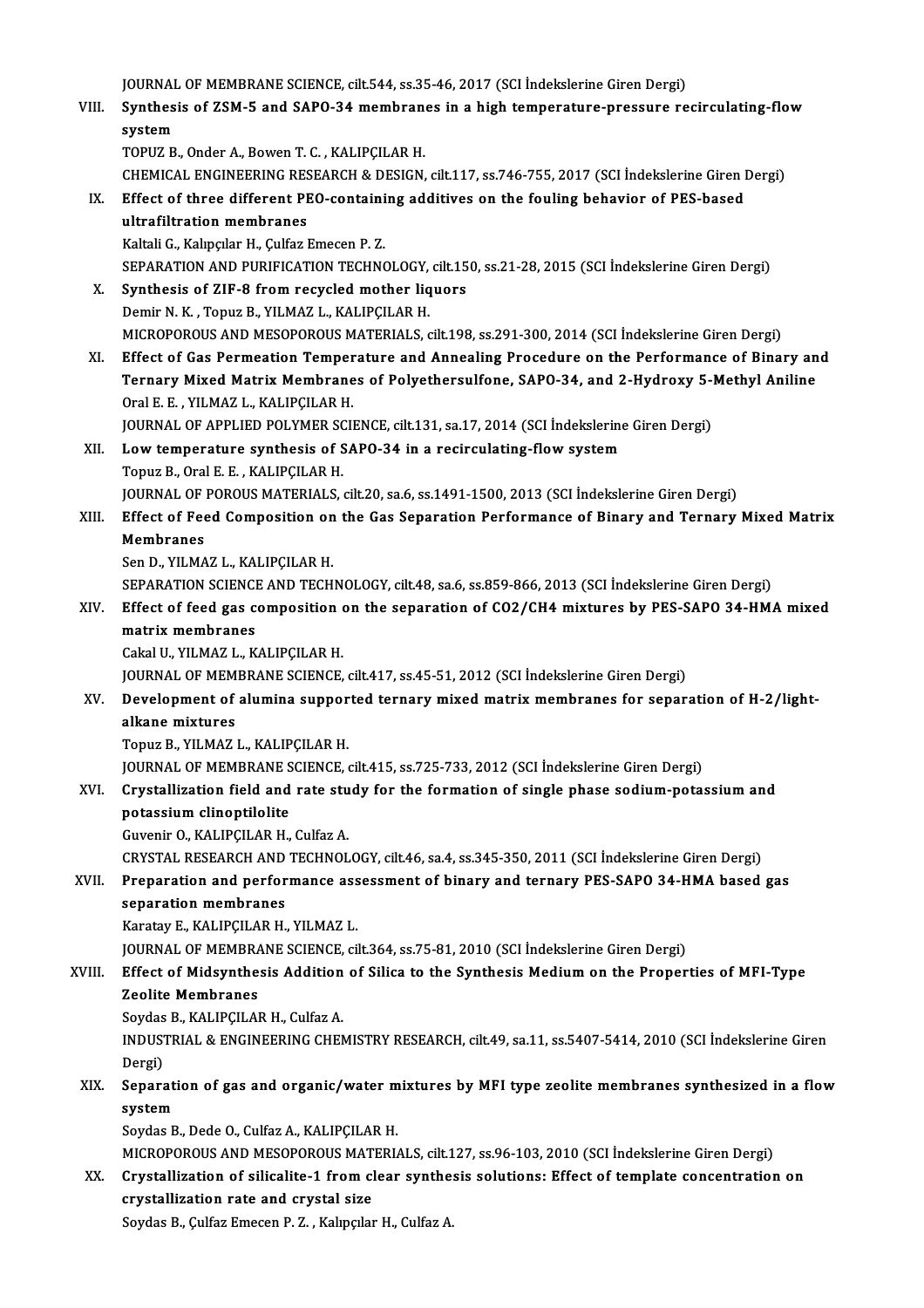JOURNAL OF MEMBRANE SCIENCE, cilt.544, ss.35-46, 2017 (SCI İndekslerine Giren Dergi)

VIII. **Synthesis of ZSM-5 and SAPO-34 membranes in a high temperature-pressure recirculating-flow system**
TOPUZ B., Onder A., Bowen T. C. , KALIPÇILAR H.
CHEMICAL ENGINEERING RESEARCH & DESIGN, cilt.117, ss.746-755, 2017 (SCI İndekslerine Giren Dergi)

IX. **Effect of three different PEO-containing additives on the fouling behavior of PES-based ultrafiltration membranes**
Kaltali G., Kalıpçılar H., Çulfaz Emecen P. Z.
SEPARATION AND PURIFICATION TECHNOLOGY, cilt.150, ss.21-28, 2015 (SCI İndekslerine Giren Dergi)

X. **Synthesis of ZIF-8 from recycled mother liquors**
Demir N. K. , Topuz B., YILMAZ L., KALIPÇILAR H.
MICROPOROUS AND MESOPOROUS MATERIALS, cilt.198, ss.291-300, 2014 (SCI İndekslerine Giren Dergi)

XI. **Effect of Gas Permeation Temperature and Annealing Procedure on the Performance of Binary and Ternary Mixed Matrix Membranes of Polyethersulfone, SAPO-34, and 2-Hydroxy 5-Methyl Aniline**
Oral E. E. , YILMAZ L., KALIPÇILAR H.
JOURNAL OF APPLIED POLYMER SCIENCE, cilt.131, sa.17, 2014 (SCI İndekslerine Giren Dergi)

XII. **Low temperature synthesis of SAPO-34 in a recirculating-flow system**
Topuz B., Oral E. E. , KALIPÇILAR H.
JOURNAL OF POROUS MATERIALS, cilt.20, sa.6, ss.1491-1500, 2013 (SCI İndekslerine Giren Dergi)

XIII. **Effect of Feed Composition on the Gas Separation Performance of Binary and Ternary Mixed Matrix Membranes**
Sen D., YILMAZ L., KALIPÇILAR H.
SEPARATION SCIENCE AND TECHNOLOGY, cilt.48, sa.6, ss.859-866, 2013 (SCI İndekslerine Giren Dergi)

XIV. **Effect of feed gas composition on the separation of CO2/CH4 mixtures by PES-SAPO 34-HMA mixed matrix membranes**
Cakal U., YILMAZ L., KALIPÇILAR H.
JOURNAL OF MEMBRANE SCIENCE, cilt.417, ss.45-51, 2012 (SCI İndekslerine Giren Dergi)

XV. **Development of alumina supported ternary mixed matrix membranes for separation of H-2/light-alkane mixtures**
Topuz B., YILMAZ L., KALIPÇILAR H.
JOURNAL OF MEMBRANE SCIENCE, cilt.415, ss.725-733, 2012 (SCI İndekslerine Giren Dergi)

XVI. **Crystallization field and rate study for the formation of single phase sodium-potassium and potassium clinoptilolite**
Guvenir O., KALIPÇILAR H., Culfaz A.
CRYSTAL RESEARCH AND TECHNOLOGY, cilt.46, sa.4, ss.345-350, 2011 (SCI İndekslerine Giren Dergi)

XVII. **Preparation and performance assessment of binary and ternary PES-SAPO 34-HMA based gas separation membranes**
Karatay E., KALIPÇILAR H., YILMAZ L.
JOURNAL OF MEMBRANE SCIENCE, cilt.364, ss.75-81, 2010 (SCI İndekslerine Giren Dergi)

XVIII. **Effect of Midsynthesis Addition of Silica to the Synthesis Medium on the Properties of MFI-Type Zeolite Membranes**
Soydas B., KALIPÇILAR H., Culfaz A.
INDUSTRIAL & ENGINEERING CHEMISTRY RESEARCH, cilt.49, sa.11, ss.5407-5414, 2010 (SCI İndekslerine Giren Dergi)

XIX. **Separation of gas and organic/water mixtures by MFI type zeolite membranes synthesized in a flow system**
Soydas B., Dede O., Culfaz A., KALIPÇILAR H.
MICROPOROUS AND MESOPOROUS MATERIALS, cilt.127, ss.96-103, 2010 (SCI İndekslerine Giren Dergi)

XX. **Crystallization of silicalite-1 from clear synthesis solutions: Effect of template concentration on crystallization rate and crystal size**
Soydas B., Çulfaz Emecen P. Z. , Kalıpçılar H., Culfaz A.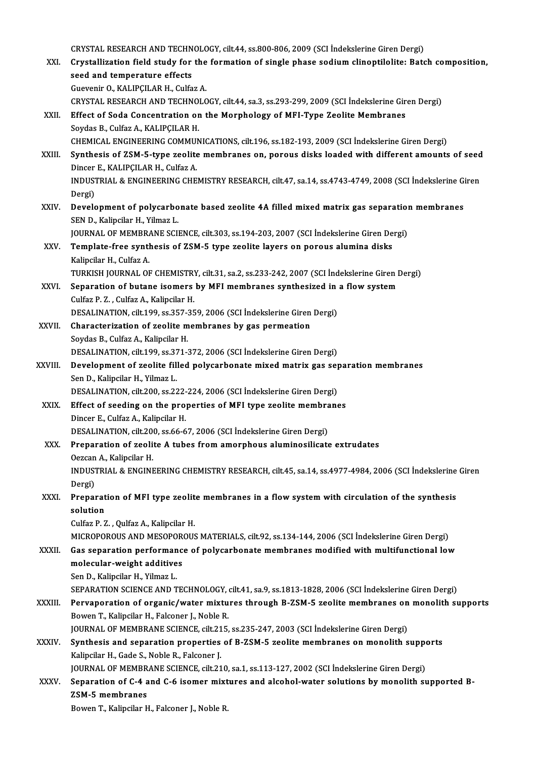CRYSTAL RESEARCH AND TECHNOLOGY, cilt.44, ss.800-806, 2009 (SCI İndekslerine Giren Dergi)

XXI. **Crystallization field study for the formation of single phase sodium clinoptilolite: Batch composition, seed and temperature effects**
Guevenir O., KALIPÇILAR H., Culfaz A.
CRYSTAL RESEARCH AND TECHNOLOGY, cilt.44, sa.3, ss.293-299, 2009 (SCI İndekslerine Giren Dergi)

XXII. **Effect of Soda Concentration on the Morphology of MFI-Type Zeolite Membranes**
Soydas B., Culfaz A., KALIPÇILAR H.
CHEMICAL ENGINEERING COMMUNICATIONS, cilt.196, ss.182-193, 2009 (SCI İndekslerine Giren Dergi)

XXIII. **Synthesis of ZSM-5-type zeolite membranes on, porous disks loaded with different amounts of seed**
Dincer E., KALIPÇILAR H., Culfaz A.
INDUSTRIAL & ENGINEERING CHEMISTRY RESEARCH, cilt.47, sa.14, ss.4743-4749, 2008 (SCI İndekslerine Giren Dergi)

XXIV. **Development of polycarbonate based zeolite 4A filled mixed matrix gas separation membranes**
SEN D., Kalipcilar H., Yilmaz L.
JOURNAL OF MEMBRANE SCIENCE, cilt.303, ss.194-203, 2007 (SCI İndekslerine Giren Dergi)

XXV. **Template-free synthesis of ZSM-5 type zeolite layers on porous alumina disks**
Kalipcilar H., Culfaz A.
TURKISH JOURNAL OF CHEMISTRY, cilt.31, sa.2, ss.233-242, 2007 (SCI İndekslerine Giren Dergi)

XXVI. **Separation of butane isomers by MFI membranes synthesized in a flow system**
Culfaz P. Z. , Culfaz A., Kalipcilar H.
DESALINATION, cilt.199, ss.357-359, 2006 (SCI İndekslerine Giren Dergi)

XXVII. **Characterization of zeolite membranes by gas permeation**
Soydas B., Culfaz A., Kalipcilar H.
DESALINATION, cilt.199, ss.371-372, 2006 (SCI İndekslerine Giren Dergi)

XXVIII. **Development of zeolite filled polycarbonate mixed matrix gas separation membranes**
Sen D., Kalipcilar H., Yilmaz L.
DESALINATION, cilt.200, ss.222-224, 2006 (SCI İndekslerine Giren Dergi)

XXIX. **Effect of seeding on the properties of MFI type zeolite membranes**
Dincer E., Culfaz A., Kalipcilar H.
DESALINATION, cilt.200, ss.66-67, 2006 (SCI İndekslerine Giren Dergi)

XXX. **Preparation of zeolite A tubes from amorphous aluminosilicate extrudates**
Oezcan A., Kalipcilar H.
INDUSTRIAL & ENGINEERING CHEMISTRY RESEARCH, cilt.45, sa.14, ss.4977-4984, 2006 (SCI İndekslerine Giren Dergi)

XXXI. **Preparation of MFI type zeolite membranes in a flow system with circulation of the synthesis solution**
Culfaz P. Z. , Qulfaz A., Kalipcilar H.
MICROPOROUS AND MESOPOROUS MATERIALS, cilt.92, ss.134-144, 2006 (SCI İndekslerine Giren Dergi)

XXXII. **Gas separation performance of polycarbonate membranes modified with multifunctional low molecular-weight additives**
Sen D., Kalipcilar H., Yilmaz L.
SEPARATION SCIENCE AND TECHNOLOGY, cilt.41, sa.9, ss.1813-1828, 2006 (SCI İndekslerine Giren Dergi)

XXXIII. **Pervaporation of organic/water mixtures through B-ZSM-5 zeolite membranes on monolith supports**
Bowen T., Kalipcilar H., Falconer J., Noble R.
JOURNAL OF MEMBRANE SCIENCE, cilt.215, ss.235-247, 2003 (SCI İndekslerine Giren Dergi)

XXXIV. **Synthesis and separation properties of B-ZSM-5 zeolite membranes on monolith supports**
Kalipcilar H., Gade S., Noble R., Falconer J.
JOURNAL OF MEMBRANE SCIENCE, cilt.210, sa.1, ss.113-127, 2002 (SCI İndekslerine Giren Dergi)

XXXV. **Separation of C-4 and C-6 isomer mixtures and alcohol-water solutions by monolith supported B-ZSM-5 membranes**
Bowen T., Kalipcilar H., Falconer J., Noble R.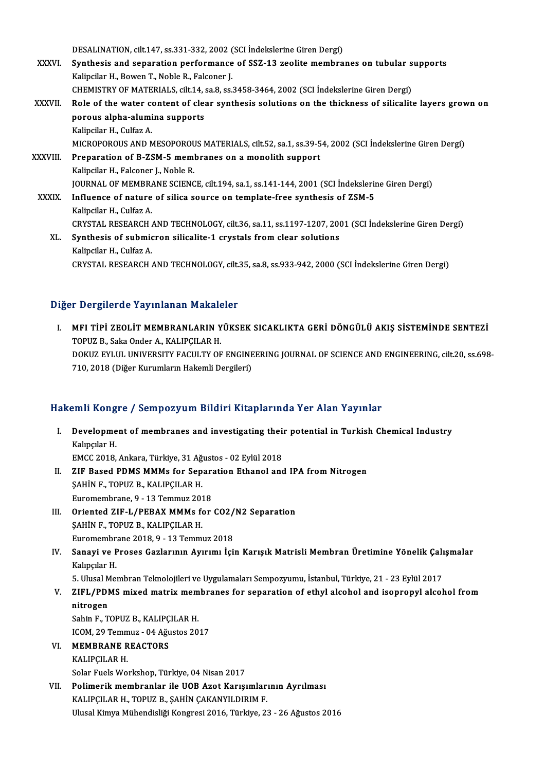DESALINATION, cilt.147, ss.331-332, 2002 (SCI İndekslerine Giren Dergi)

XXXVI. **Synthesis and separation performance of SSZ-13 zeolite membranes on tubular supports**
Kalipcilar H., Bowen T., Noble R., Falconer J.
CHEMISTRY OF MATERIALS, cilt.14, sa.8, ss.3458-3464, 2002 (SCI İndekslerine Giren Dergi)

XXXVII. **Role of the water content of clear synthesis solutions on the thickness of silicalite layers grown on porous alpha-alumina supports**
Kalipcilar H., Culfaz A.
MICROPOROUS AND MESOPOROUS MATERIALS, cilt.52, sa.1, ss.39-54, 2002 (SCI İndekslerine Giren Dergi)

XXXVIII. **Preparation of B-ZSM-5 membranes on a monolith support**
Kalipcilar H., Falconer J., Noble R.
JOURNAL OF MEMBRANE SCIENCE, cilt.194, sa.1, ss.141-144, 2001 (SCI İndekslerine Giren Dergi)

XXXIX. **Influence of nature of silica source on template-free synthesis of ZSM-5**
Kalipcilar H., Culfaz A.
CRYSTAL RESEARCH AND TECHNOLOGY, cilt.36, sa.11, ss.1197-1207, 2001 (SCI İndekslerine Giren Dergi)

XL. **Synthesis of submicron silicalite-1 crystals from clear solutions**
Kalipcilar H., Culfaz A.
CRYSTAL RESEARCH AND TECHNOLOGY, cilt.35, sa.8, ss.933-942, 2000 (SCI İndekslerine Giren Dergi)

## Diğer Dergilerde Yayınlanan Makaleler

I. **MFI TİPİ ZEOLİT MEMBRANLARIN YÜKSEK SICAKLIKTA GERİ DÖNGÜLÜ AKIŞ SİSTEMİNDE SENTEZİ**
TOPUZ B., Saka Onder A., KALIPÇILAR H.
DOKUZ EYLUL UNIVERSITY FACULTY OF ENGINEERING JOURNAL OF SCIENCE AND ENGINEERING, cilt.20, ss.698-710, 2018 (Diğer Kurumların Hakemli Dergileri)

## Hakemli Kongre / Sempozyum Bildiri Kitaplarında Yer Alan Yayınlar

I. **Development of membranes and investigating their potential in Turkish Chemical Industry**
Kalıpçılar H.
EMCC 2018, Ankara, Türkiye, 31 Ağustos - 02 Eylül 2018

II. **ZIF Based PDMS MMMs for Separation Ethanol and IPA from Nitrogen**
ŞAHİN F., TOPUZ B., KALIPÇILAR H.
Euromembrane, 9 - 13 Temmuz 2018

III. **Oriented ZIF-L/PEBAX MMMs for CO2/N2 Separation**
ŞAHİN F., TOPUZ B., KALIPÇILAR H.
Euromembrane 2018, 9 - 13 Temmuz 2018

IV. **Sanayi ve Proses Gazlarının Ayırımı İçin Karışık Matrisli Membran Üretimine Yönelik Çalışmalar**
Kalıpçılar H.
5. Ulusal Membran Teknolojileri ve Uygulamaları Sempozyumu, İstanbul, Türkiye, 21 - 23 Eylül 2017

V. **ZIFL/PDMS mixed matrix membranes for separation of ethyl alcohol and isopropyl alcohol from nitrogen**
Sahin F., TOPUZ B., KALIPÇILAR H.
ICOM, 29 Temmuz - 04 Ağustos 2017

VI. **MEMBRANE REACTORS**
KALIPÇILAR H.
Solar Fuels Workshop, Türkiye, 04 Nisan 2017

VII. **Polimerik membranlar ile UOB Azot Karışımlarının Ayrılması**
KALIPÇILAR H., TOPUZ B., ŞAHİN ÇAKANYILDIRIM F.
Ulusal Kimya Mühendisliği Kongresi 2016, Türkiye, 23 - 26 Ağustos 2016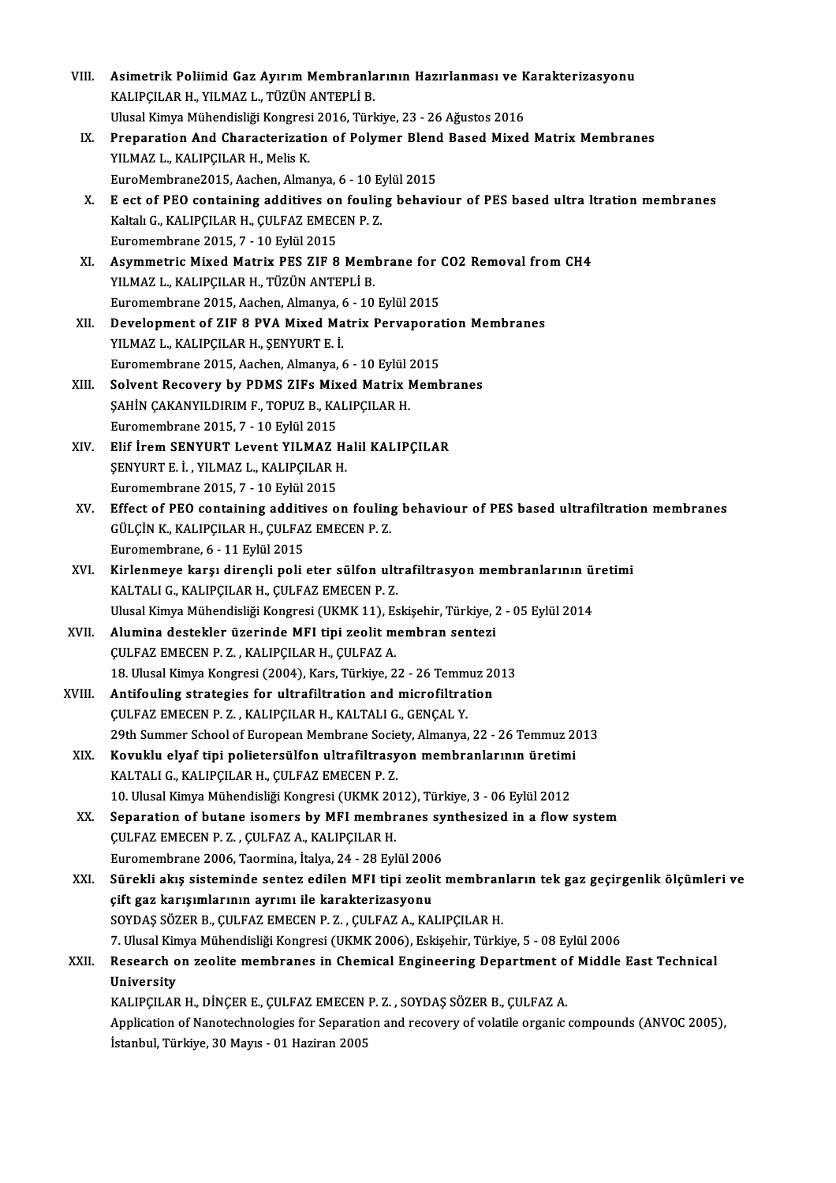VIII. **Asimetrik Poliimid Gaz Ayırım Membranlarının Hazırlanması ve Karakterizasyonu**
KALIPÇILAR H., YILMAZ L., TÜZÜN ANTEPLİ B.
Ulusal Kimya Mühendisliği Kongresi 2016, Türkiye, 23 - 26 Ağustos 2016

IX. **Preparation And Characterization of Polymer Blend Based Mixed Matrix Membranes**
YILMAZ L., KALIPÇILAR H., Melis K.
EuroMembrane2015, Aachen, Almanya, 6 - 10 Eylül 2015

X. **E ect of PEO containing additives on fouling behaviour of PES based ultra ltration membranes**
Kaltalı G., KALIPÇILAR H., ÇULFAZ EMECEN P. Z.
Euromembrane 2015, 7 - 10 Eylül 2015

XI. **Asymmetric Mixed Matrix PES ZIF 8 Membrane for CO2 Removal from CH4**
YILMAZ L., KALIPÇILAR H., TÜZÜN ANTEPLİ B.
Euromembrane 2015, Aachen, Almanya, 6 - 10 Eylül 2015

XII. **Development of ZIF 8 PVA Mixed Matrix Pervaporation Membranes**
YILMAZ L., KALIPÇILAR H., ŞENYURT E. İ.
Euromembrane 2015, Aachen, Almanya, 6 - 10 Eylül 2015

XIII. **Solvent Recovery by PDMS ZIFs Mixed Matrix Membranes**
ŞAHİN ÇAKANYILDIRIM F., TOPUZ B., KALIPÇILAR H.
Euromembrane 2015, 7 - 10 Eylül 2015

XIV. **Elif İrem SENYURT Levent YILMAZ Halil KALIPÇILAR**
ŞENYURT E. İ. , YILMAZ L., KALIPÇILAR H.
Euromembrane 2015, 7 - 10 Eylül 2015

XV. **Effect of PEO containing additives on fouling behaviour of PES based ultrafiltration membranes**
GÜLÇİN K., KALIPÇILAR H., ÇULFAZ EMECEN P. Z.
Euromembrane, 6 - 11 Eylül 2015

XVI. **Kirlenmeye karşı dirençli poli eter sülfon ultrafiltrasyon membranlarının üretimi**
KALTALI G., KALIPÇILAR H., ÇULFAZ EMECEN P. Z.
Ulusal Kimya Mühendisliği Kongresi (UKMK 11), Eskişehir, Türkiye, 2 - 05 Eylül 2014

XVII. **Alumina destekler üzerinde MFI tipi zeolit membran sentezi**
ÇULFAZ EMECEN P. Z. , KALIPÇILAR H., ÇULFAZ A.
18. Ulusal Kimya Kongresi (2004), Kars, Türkiye, 22 - 26 Temmuz 2013

XVIII. **Antifouling strategies for ultrafiltration and microfiltration**
ÇULFAZ EMECEN P. Z. , KALIPÇILAR H., KALTALI G., GENÇAL Y.
29th Summer School of European Membrane Society, Almanya, 22 - 26 Temmuz 2013

XIX. **Kovuklu elyaf tipi polietersülfon ultrafiltrasyon membranlarının üretimi**
KALTALI G., KALIPÇILAR H., ÇULFAZ EMECEN P. Z.
10. Ulusal Kimya Mühendisliği Kongresi (UKMK 2012), Türkiye, 3 - 06 Eylül 2012

XX. **Separation of butane isomers by MFI membranes synthesized in a flow system**
ÇULFAZ EMECEN P. Z. , ÇULFAZ A., KALIPÇILAR H.
Euromembrane 2006, Taormina, İtalya, 24 - 28 Eylül 2006

XXI. **Sürekli akış sisteminde sentez edilen MFI tipi zeolit membranların tek gaz geçirgenlik ölçümleri ve çift gaz karışımlarının ayrımı ile karakterizasyonu**
SOYDAŞ SÖZER B., ÇULFAZ EMECEN P. Z. , ÇULFAZ A., KALIPÇILAR H.
7. Ulusal Kimya Mühendisliği Kongresi (UKMK 2006), Eskişehir, Türkiye, 5 - 08 Eylül 2006

XXII. **Research on zeolite membranes in Chemical Engineering Department of Middle East Technical University**
KALIPÇILAR H., DİNÇER E., ÇULFAZ EMECEN P. Z. , SOYDAŞ SÖZER B., ÇULFAZ A.
Application of Nanotechnologies for Separation and recovery of volatile organic compounds (ANVOC 2005), İstanbul, Türkiye, 30 Mayıs - 01 Haziran 2005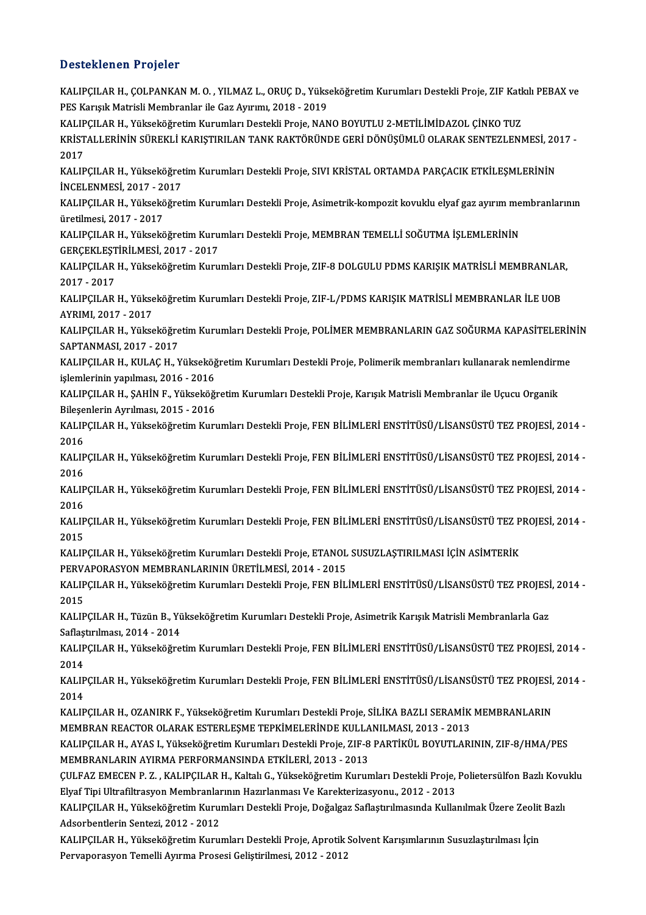## Desteklenen Projeler

KALIPÇILAR H., ÇOLPANKAN M. O. , YILMAZ L., ORUÇ D., Yükseköğretim Kurumları Destekli Proje, ZIF Katkılı PEBAX ve PES Karışık Matrisli Membranlar ile Gaz Ayırımı, 2018 - 2019

KALIPÇILAR H., Yükseköğretim Kurumları Destekli Proje, NANO BOYUTLU 2-METİLİMİDAZOL ÇİNKO TUZ KRİSTALLERİNİN SÜREKLİ KARIŞTIRILAN TANK RAKTÖRÜNDE GERİ DÖNÜŞÜMLÜ OLARAK SENTEZLENMESİ, 2017 - 2017

KALIPÇILAR H., Yükseköğretim Kurumları Destekli Proje, SIVI KRİSTAL ORTAMDA PARÇACIK ETKİLEŞMLERİNİN İNCELENMESİ, 2017 - 2017

KALIPÇILAR H., Yükseköğretim Kurumları Destekli Proje, Asimetrik-kompozit kovuklu elyaf gaz ayırım membranlarının üretilmesi, 2017 - 2017

KALIPÇILAR H., Yükseköğretim Kurumları Destekli Proje, MEMBRAN TEMELLİ SOĞUTMA İŞLEMLERİNİN GERÇEKLEŞTİRİLMESİ, 2017 - 2017

KALIPÇILAR H., Yükseköğretim Kurumları Destekli Proje, ZIF-8 DOLGULU PDMS KARIŞIK MATRİSLİ MEMBRANLAR, 2017 - 2017

KALIPÇILAR H., Yükseköğretim Kurumları Destekli Proje, ZIF-L/PDMS KARIŞIK MATRİSLİ MEMBRANLAR İLE UOB AYRIMI, 2017 - 2017

KALIPÇILAR H., Yükseköğretim Kurumları Destekli Proje, POLİMER MEMBRANLARIN GAZ SOĞURMA KAPASİTELERİNİN SAPTANMASI, 2017 - 2017

KALIPÇILAR H., KULAÇ H., Yükseköğretim Kurumları Destekli Proje, Polimerik membranları kullanarak nemlendirme işlemlerinin yapılması, 2016 - 2016

KALIPÇILAR H., ŞAHİN F., Yükseköğretim Kurumları Destekli Proje, Karışık Matrisli Membranlar ile Uçucu Organik Bileşenlerin Ayrılması, 2015 - 2016

KALIPÇILAR H., Yükseköğretim Kurumları Destekli Proje, FEN BİLİMLERİ ENSTİTÜSÜ/LİSANSÜSTÜ TEZ PROJESİ, 2014 - 2016

KALIPÇILAR H., Yükseköğretim Kurumları Destekli Proje, FEN BİLİMLERİ ENSTİTÜSÜ/LİSANSÜSTÜ TEZ PROJESİ, 2014 - 2016

KALIPÇILAR H., Yükseköğretim Kurumları Destekli Proje, FEN BİLİMLERİ ENSTİTÜSÜ/LİSANSÜSTÜ TEZ PROJESİ, 2014 - 2016

KALIPÇILAR H., Yükseköğretim Kurumları Destekli Proje, FEN BİLİMLERİ ENSTİTÜSÜ/LİSANSÜSTÜ TEZ PROJESİ, 2014 - 2015

KALIPÇILAR H., Yükseköğretim Kurumları Destekli Proje, ETANOL SUSUZLAŞTIRILMASI İÇİN ASİMTERİK PERVAPORASYON MEMBRANLARININ ÜRETİLMESİ, 2014 - 2015

KALIPÇILAR H., Yükseköğretim Kurumları Destekli Proje, FEN BİLİMLERİ ENSTİTÜSÜ/LİSANSÜSTÜ TEZ PROJESİ, 2014 - 2015

KALIPÇILAR H., Tüzün B., Yükseköğretim Kurumları Destekli Proje, Asimetrik Karışık Matrisli Membranlarla Gaz Saflaştırılması, 2014 - 2014

KALIPÇILAR H., Yükseköğretim Kurumları Destekli Proje, FEN BİLİMLERİ ENSTİTÜSÜ/LİSANSÜSTÜ TEZ PROJESİ, 2014 - 2014

KALIPÇILAR H., Yükseköğretim Kurumları Destekli Proje, FEN BİLİMLERİ ENSTİTÜSÜ/LİSANSÜSTÜ TEZ PROJESİ, 2014 - 2014

KALIPÇILAR H., OZANIRK F., Yükseköğretim Kurumları Destekli Proje, SİLİKA BAZLI SERAMİK MEMBRANLARIN MEMBRAN REACTOR OLARAK ESTERLEŞME TEPKİMELERİNDE KULLANILMASI, 2013 - 2013

KALIPÇILAR H., AYAS I., Yükseköğretim Kurumları Destekli Proje, ZIF-8 PARTİKÜL BOYUTLARININ, ZIF-8/HMA/PES MEMBRANLARIN AYIRMA PERFORMANSINDA ETKİLERİ, 2013 - 2013

ÇULFAZ EMECEN P. Z. , KALIPÇILAR H., Kaltalı G., Yükseköğretim Kurumları Destekli Proje, Polietersülfon Bazlı Kovuklu Elyaf Tipi Ultrafiltrasyon Membranlarının Hazırlanması Ve Karekterizasyonu., 2012 - 2013

KALIPÇILAR H., Yükseköğretim Kurumları Destekli Proje, Doğalgaz Saflaştırılmasında Kullanılmak Üzere Zeolit Bazlı Adsorbentlerin Sentezi, 2012 - 2012

KALIPÇILAR H., Yükseköğretim Kurumları Destekli Proje, Aprotik Solvent Karışımlarının Susuzlaştırılması İçin Pervaporasyon Temelli Ayırma Prosesi Geliştirilmesi, 2012 - 2012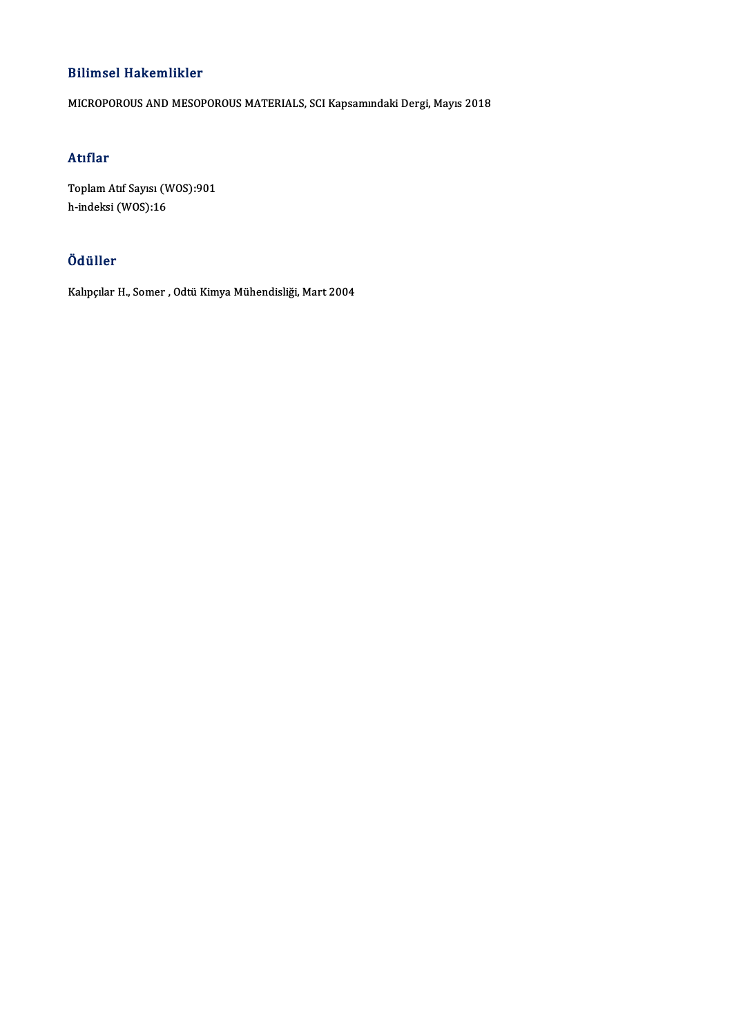## Bilimsel Hakemlikler

MICROPOROUS AND MESOPOROUS MATERIALS, SCI Kapsamındaki Dergi, Mayıs 2018

## Atıflar

Toplam Atıf Sayısı (WOS):901
h-indeksi (WOS):16

## Ödüller

Kalıpçılar H., Somer , Odtü Kimya Mühendisliği, Mart 2004